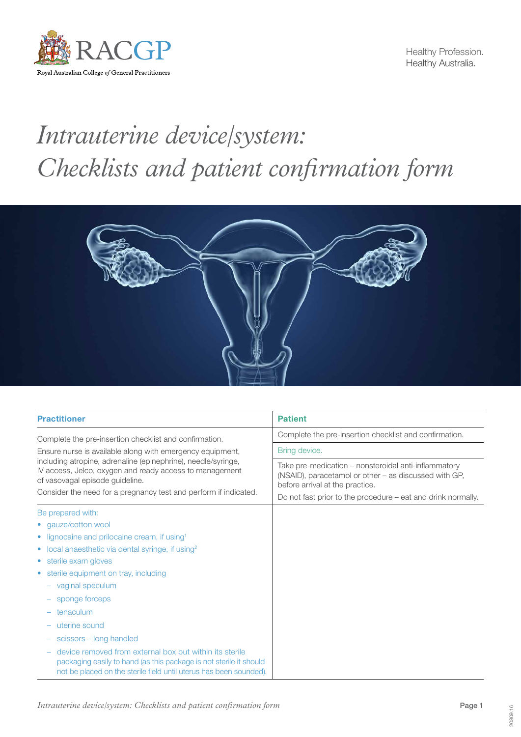RACGP

Royal Australian College *of* General Practitioners

Healthy Profession.
Healthy Australia.

# *Intrauterine device/system: Checklists and patient confirmation form*

| **Practitioner** | **Patient** |
|---|---|
| Complete the pre-insertion checklist and confirmation.<br>Ensure nurse is available along with emergency equipment, including atropine, adrenaline (epinephrine), needle/syringe, IV access, Jelco, oxygen and ready access to management of vasovagal episode guideline.<br>Consider the need for a pregnancy test and perform if indicated. | Complete the pre-insertion checklist and confirmation.<br>Bring device.<br>Take pre-medication – nonsteroidal anti-inflammatory (NSAID), paracetamol or other – as discussed with GP, before arrival at the practice.<br>Do not fast prior to the procedure – eat and drink normally. |
| Be prepared with:<br>• gauze/cotton wool<br>• lignocaine and prilocaine cream, if using[1]<br>• local anaesthetic via dental syringe, if using[2]<br>• sterile exam gloves<br>• sterile equipment on tray, including<br>  – vaginal speculum<br>  – sponge forceps<br>  – tenaculum<br>  – uterine sound<br>  – scissors – long handled<br>  – device removed from external box but within its sterile packaging easily to hand (as this package is not sterile it should not be placed on the sterile field until uterus has been sounded). | |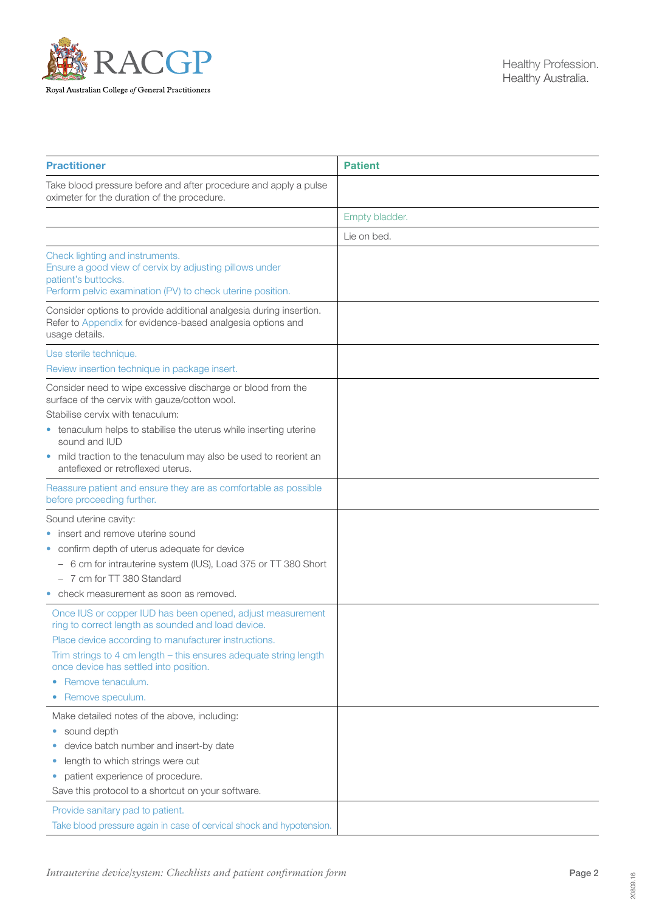| Practitioner | Patient |
|---|---|
| Take blood pressure before and after procedure and apply a pulse oximeter for the duration of the procedure. | |
| | Empty bladder. |
| | Lie on bed. |
| Check lighting and instruments.<br>Ensure a good view of cervix by adjusting pillows under patient's buttocks.<br>Perform pelvic examination (PV) to check uterine position. | |
| Consider options to provide additional analgesia during insertion. Refer to Appendix for evidence-based analgesia options and usage details. | |
| Use sterile technique.<br>Review insertion technique in package insert. | |
| Consider need to wipe excessive discharge or blood from the surface of the cervix with gauze/cotton wool.<br>Stabilise cervix with tenaculum:<br>• tenaculum helps to stabilise the uterus while inserting uterine sound and IUD<br>• mild traction to the tenaculum may also be used to reorient an anteflexed or retroflexed uterus. | |
| Reassure patient and ensure they are as comfortable as possible before proceeding further. | |
| Sound uterine cavity:<br>• insert and remove uterine sound<br>• confirm depth of uterus adequate for device<br>&nbsp;&nbsp;– 6 cm for intrauterine system (IUS), Load 375 or TT 380 Short<br>&nbsp;&nbsp;– 7 cm for TT 380 Standard<br>• check measurement as soon as removed. | |
| Once IUS or copper IUD has been opened, adjust measurement ring to correct length as sounded and load device.<br>Place device according to manufacturer instructions.<br>Trim strings to 4 cm length – this ensures adequate string length once device has settled into position.<br>• Remove tenaculum.<br>• Remove speculum. | |
| Make detailed notes of the above, including:<br>• sound depth<br>• device batch number and insert-by date<br>• length to which strings were cut<br>• patient experience of procedure.<br>Save this protocol to a shortcut on your software. | |
| Provide sanitary pad to patient.<br>Take blood pressure again in case of cervical shock and hypotension. | |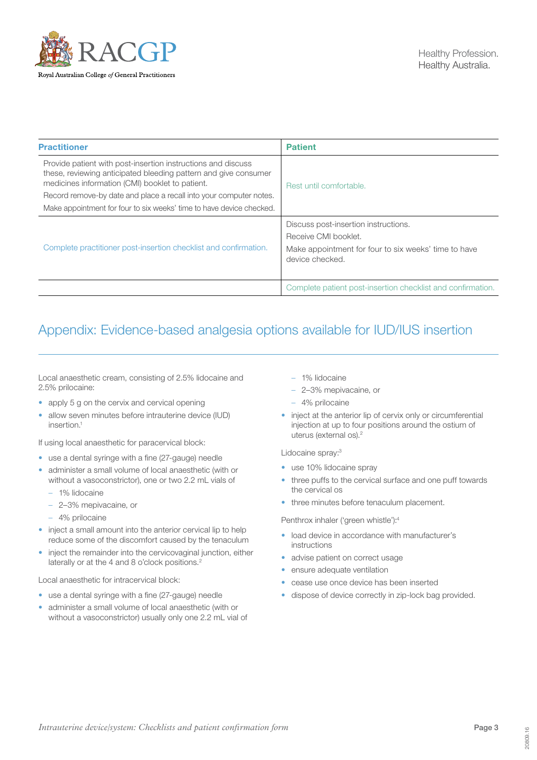| Practitioner | Patient |
| --- | --- |
| Provide patient with post-insertion instructions and discuss these, reviewing anticipated bleeding pattern and give consumer medicines information (CMI) booklet to patient. Record remove-by date and place a recall into your computer notes. Make appointment for four to six weeks' time to have device checked. | Rest until comfortable. |
| Complete practitioner post-insertion checklist and confirmation. | Discuss post-insertion instructions. Receive CMI booklet. Make appointment for four to six weeks' time to have device checked. |
| | Complete patient post-insertion checklist and confirmation. |

## Appendix: Evidence-based analgesia options available for IUD/IUS insertion

Local anaesthetic cream, consisting of 2.5% lidocaine and 2.5% prilocaine:

- apply 5 g on the cervix and cervical opening
- allow seven minutes before intrauterine device (IUD) insertion.[1]

If using local anaesthetic for paracervical block:

- use a dental syringe with a fine (27-gauge) needle
- administer a small volume of local anaesthetic (with or without a vasoconstrictor), one or two 2.2 mL vials of
  - 1% lidocaine
  - 2–3% mepivacaine, or
  - 4% prilocaine
- inject a small amount into the anterior cervical lip to help reduce some of the discomfort caused by the tenaculum
- inject the remainder into the cervicovaginal junction, either laterally or at the 4 and 8 o'clock positions.[2]

Local anaesthetic for intracervical block:

- use a dental syringe with a fine (27-gauge) needle
- administer a small volume of local anaesthetic (with or without a vasoconstrictor) usually only one 2.2 mL vial of
  - 1% lidocaine
  - 2–3% mepivacaine, or
  - 4% prilocaine
- inject at the anterior lip of cervix only or circumferential injection at up to four positions around the ostium of uterus (external os).[2]

Lidocaine spray:[3]

- use 10% lidocaine spray
- three puffs to the cervical surface and one puff towards the cervical os
- three minutes before tenaculum placement.

Penthrox inhaler ('green whistle'):[4]

- load device in accordance with manufacturer's instructions
- advise patient on correct usage
- ensure adequate ventilation
- cease use once device has been inserted
- dispose of device correctly in zip-lock bag provided.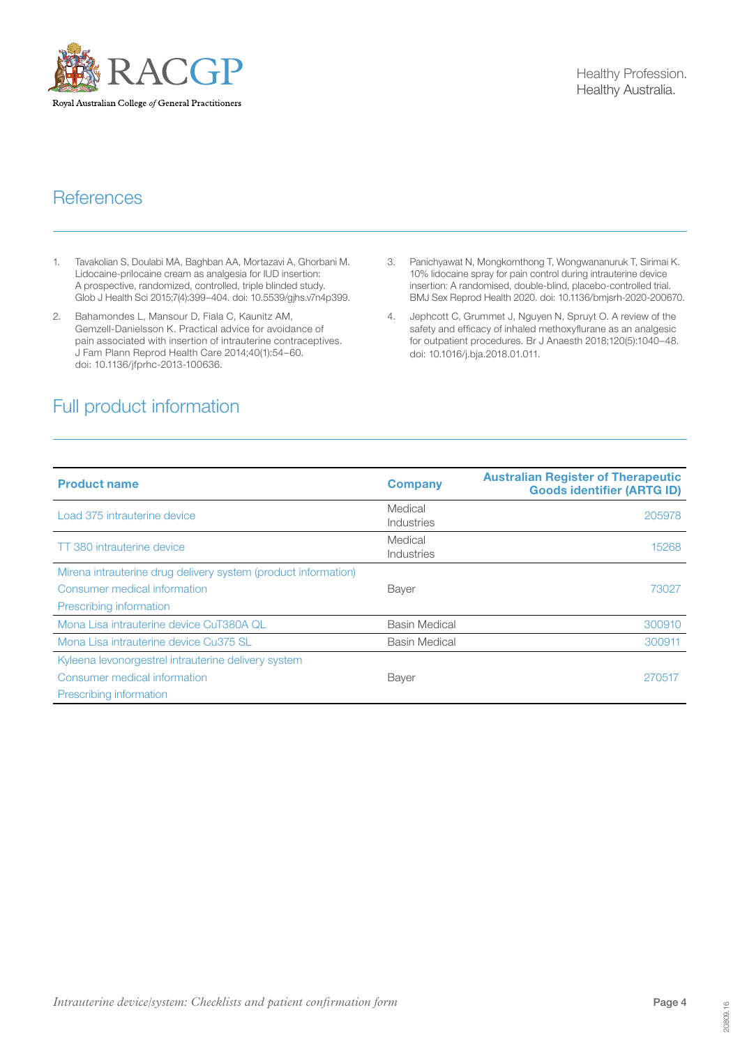## References

1. Tavakolian S, Doulabi MA, Baghban AA, Mortazavi A, Ghorbani M. Lidocaine-prilocaine cream as analgesia for IUD insertion: A prospective, randomized, controlled, triple blinded study. Glob J Health Sci 2015;7(4):399–404. doi: 10.5539/gjhs.v7n4p399.
2. Bahamondes L, Mansour D, Fiala C, Kaunitz AM, Gemzell-Danielsson K. Practical advice for avoidance of pain associated with insertion of intrauterine contraceptives. J Fam Plann Reprod Health Care 2014;40(1):54–60. doi: 10.1136/jfprhc-2013-100636.
3. Panichyawat N, Mongkornthong T, Wongwananuruk T, Sirimai K. 10% lidocaine spray for pain control during intrauterine device insertion: A randomised, double-blind, placebo-controlled trial. BMJ Sex Reprod Health 2020. doi: 10.1136/bmjsrh-2020-200670.
4. Jephcott C, Grummet J, Nguyen N, Spruyt O. A review of the safety and efficacy of inhaled methoxyflurane as an analgesic for outpatient procedures. Br J Anaesth 2018;120(5):1040–48. doi: 10.1016/j.bja.2018.01.011.

## Full product information

| Product name | Company | Australian Register of Therapeutic Goods identifier (ARTG ID) |
|---|---|---|
| Load 375 intrauterine device | Medical Industries | 205978 |
| TT 380 intrauterine device | Medical Industries | 15268 |
| Mirena intrauterine drug delivery system (product information)<br>Consumer medical information<br>Prescribing information | Bayer | 73027 |
| Mona Lisa intrauterine device CuT380A QL | Basin Medical | 300910 |
| Mona Lisa intrauterine device Cu375 SL | Basin Medical | 300911 |
| Kyleena levonorgestrel intrauterine delivery system<br>Consumer medical information<br>Prescribing information | Bayer | 270517 |